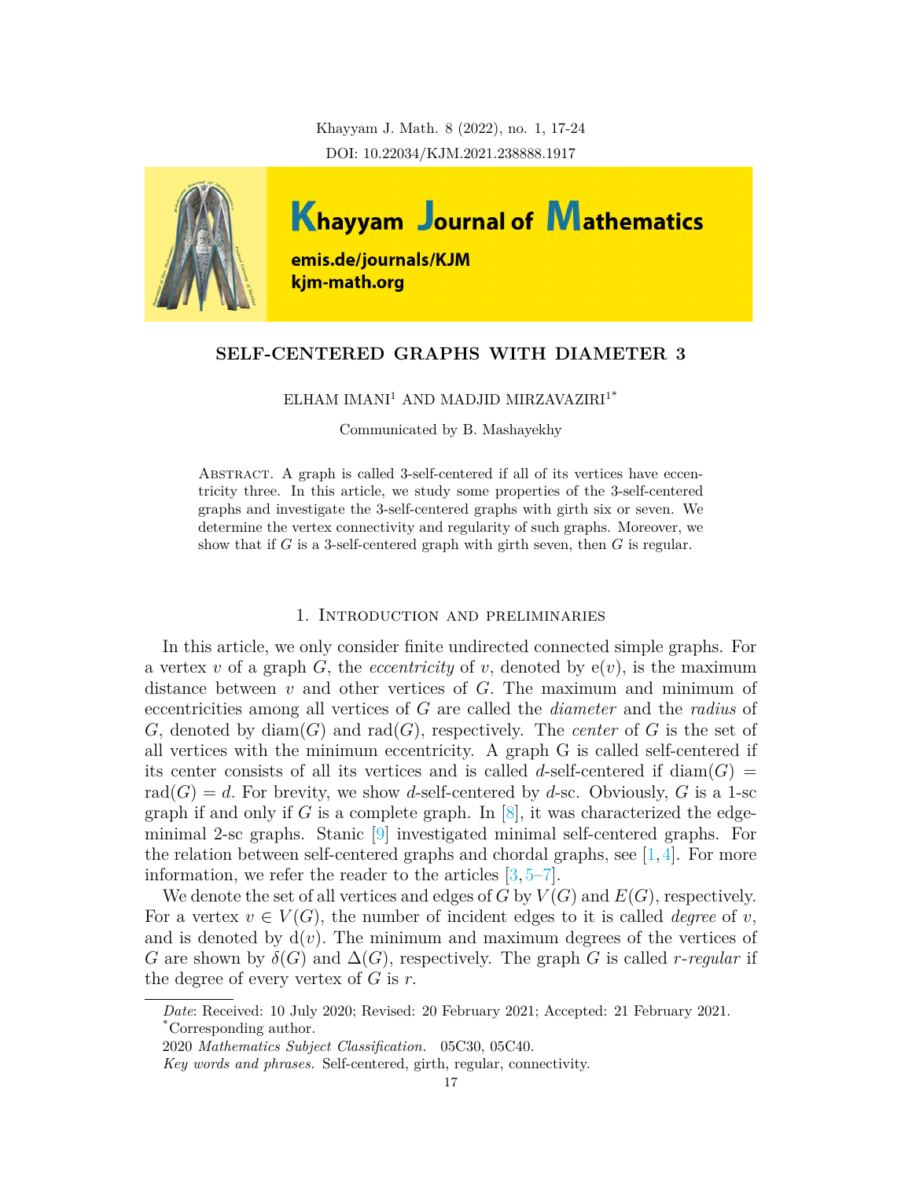# SELF-CENTERED GRAPHS WITH DIAMETER 3

ELHAM IMANI[1] AND MADJID MIRZAVAZIRI[1*]

Communicated by B. Mashayekhy

Abstract. A graph is called 3-self-centered if all of its vertices have eccentricity three. In this article, we study some properties of the 3-self-centered graphs and investigate the 3-self-centered graphs with girth six or seven. We determine the vertex connectivity and regularity of such graphs. Moreover, we show that if $G$ is a 3-self-centered graph with girth seven, then $G$ is regular.

## 1. Introduction and preliminaries

In this article, we only consider finite undirected connected simple graphs. For a vertex $v$ of a graph $G$, the *eccentricity* of $v$, denoted by $\mathrm{e}(v)$, is the maximum distance between $v$ and other vertices of $G$. The maximum and minimum of eccentricities among all vertices of $G$ are called the *diameter* and the *radius* of $G$, denoted by $\mathrm{diam}(G)$ and $\mathrm{rad}(G)$, respectively. The *center* of $G$ is the set of all vertices with the minimum eccentricity. A graph G is called self-centered if its center consists of all its vertices and is called $d$-self-centered if $\mathrm{diam}(G) = \mathrm{rad}(G) = d$. For brevity, we show $d$-self-centered by $d$-sc. Obviously, $G$ is a 1-sc graph if and only if $G$ is a complete graph. In [8], it was characterized the edge-minimal 2-sc graphs. Stanic [9] investigated minimal self-centered graphs. For the relation between self-centered graphs and chordal graphs, see [1,4]. For more information, we refer the reader to the articles [3,5–7].

We denote the set of all vertices and edges of $G$ by $V(G)$ and $E(G)$, respectively. For a vertex $v \in V(G)$, the number of incident edges to it is called *degree* of $v$, and is denoted by $\mathrm{d}(v)$. The minimum and maximum degrees of the vertices of $G$ are shown by $\delta(G)$ and $\Delta(G)$, respectively. The graph $G$ is called *r-regular* if the degree of every vertex of $G$ is $r$.

*Date*: Received: 10 July 2020; Revised: 20 February 2021; Accepted: 21 February 2021.
*Corresponding author.

2020 *Mathematics Subject Classification.* 05C30, 05C40.

*Key words and phrases.* Self-centered, girth, regular, connectivity.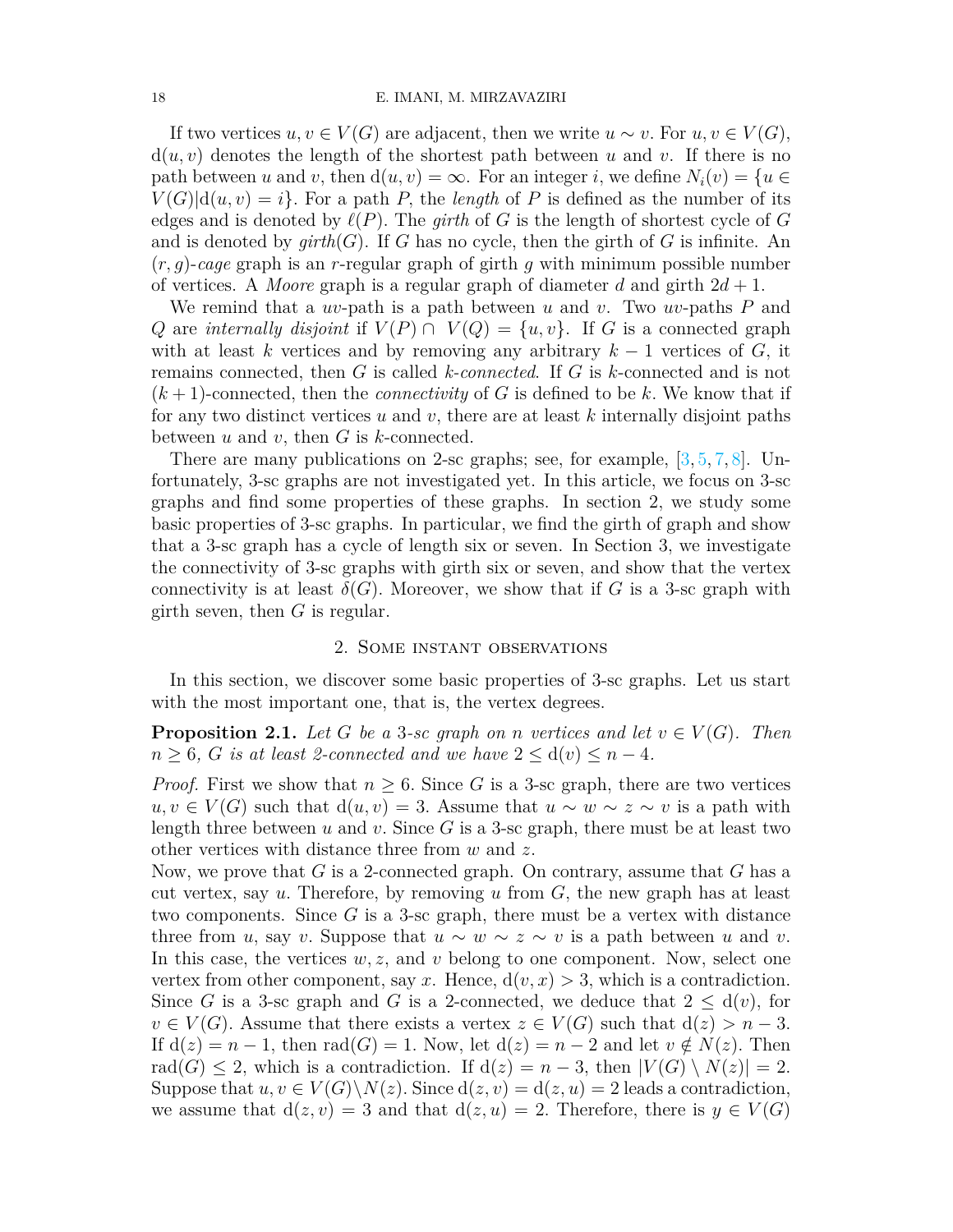If two vertices $u, v \in V(G)$ are adjacent, then we write $u \sim v$. For $u, v \in V(G)$, $\mathrm{d}(u, v)$ denotes the length of the shortest path between $u$ and $v$. If there is no path between $u$ and $v$, then $\mathrm{d}(u, v) = \infty$. For an integer $i$, we define $N_i(v) = \{u \in V(G) | \mathrm{d}(u, v) = i\}$. For a path $P$, the *length* of $P$ is defined as the number of its edges and is denoted by $\ell(P)$. The *girth* of $G$ is the length of shortest cycle of $G$ and is denoted by *girth*$(G)$. If $G$ has no cycle, then the girth of $G$ is infinite. An $(r, g)$-*cage* graph is an $r$-regular graph of girth $g$ with minimum possible number of vertices. A *Moore* graph is a regular graph of diameter $d$ and girth $2d + 1$.

We remind that a $uv$-path is a path between $u$ and $v$. Two $uv$-paths $P$ and $Q$ are *internally disjoint* if $V(P) \cap V(Q) = \{u, v\}$. If $G$ is a connected graph with at least $k$ vertices and by removing any arbitrary $k - 1$ vertices of $G$, it remains connected, then $G$ is called $k$-*connected*. If $G$ is $k$-connected and is not $(k+1)$-connected, then the *connectivity* of $G$ is defined to be $k$. We know that if for any two distinct vertices $u$ and $v$, there are at least $k$ internally disjoint paths between $u$ and $v$, then $G$ is $k$-connected.

There are many publications on 2-sc graphs; see, for example, [3, 5, 7, 8]. Unfortunately, 3-sc graphs are not investigated yet. In this article, we focus on 3-sc graphs and find some properties of these graphs. In section 2, we study some basic properties of 3-sc graphs. In particular, we find the girth of graph and show that a 3-sc graph has a cycle of length six or seven. In Section 3, we investigate the connectivity of 3-sc graphs with girth six or seven, and show that the vertex connectivity is at least $\delta(G)$. Moreover, we show that if $G$ is a 3-sc graph with girth seven, then $G$ is regular.

## 2. Some instant observations

In this section, we discover some basic properties of 3-sc graphs. Let us start with the most important one, that is, the vertex degrees.

**Proposition 2.1.** *Let $G$ be a 3-sc graph on $n$ vertices and let $v \in V(G)$. Then $n \geq 6$, $G$ is at least 2-connected and we have $2 \leq \mathrm{d}(v) \leq n - 4$.*

*Proof.* First we show that $n \geq 6$. Since $G$ is a 3-sc graph, there are two vertices $u, v \in V(G)$ such that $\mathrm{d}(u, v) = 3$. Assume that $u \sim w \sim z \sim v$ is a path with length three between $u$ and $v$. Since $G$ is a 3-sc graph, there must be at least two other vertices with distance three from $w$ and $z$.
Now, we prove that $G$ is a 2-connected graph. On contrary, assume that $G$ has a cut vertex, say $u$. Therefore, by removing $u$ from $G$, the new graph has at least two components. Since $G$ is a 3-sc graph, there must be a vertex with distance three from $u$, say $v$. Suppose that $u \sim w \sim z \sim v$ is a path between $u$ and $v$. In this case, the vertices $w, z$, and $v$ belong to one component. Now, select one vertex from other component, say $x$. Hence, $\mathrm{d}(v, x) > 3$, which is a contradiction. Since $G$ is a 3-sc graph and $G$ is a 2-connected, we deduce that $2 \leq \mathrm{d}(v)$, for $v \in V(G)$. Assume that there exists a vertex $z \in V(G)$ such that $\mathrm{d}(z) > n - 3$. If $\mathrm{d}(z) = n - 1$, then $\mathrm{rad}(G) = 1$. Now, let $\mathrm{d}(z) = n - 2$ and let $v \notin N(z)$. Then $\mathrm{rad}(G) \leq 2$, which is a contradiction. If $\mathrm{d}(z) = n - 3$, then $|V(G) \setminus N(z)| = 2$. Suppose that $u, v \in V(G) \setminus N(z)$. Since $\mathrm{d}(z, v) = \mathrm{d}(z, u) = 2$ leads a contradiction, we assume that $\mathrm{d}(z, v) = 3$ and that $\mathrm{d}(z, u) = 2$. Therefore, there is $y \in V(G)$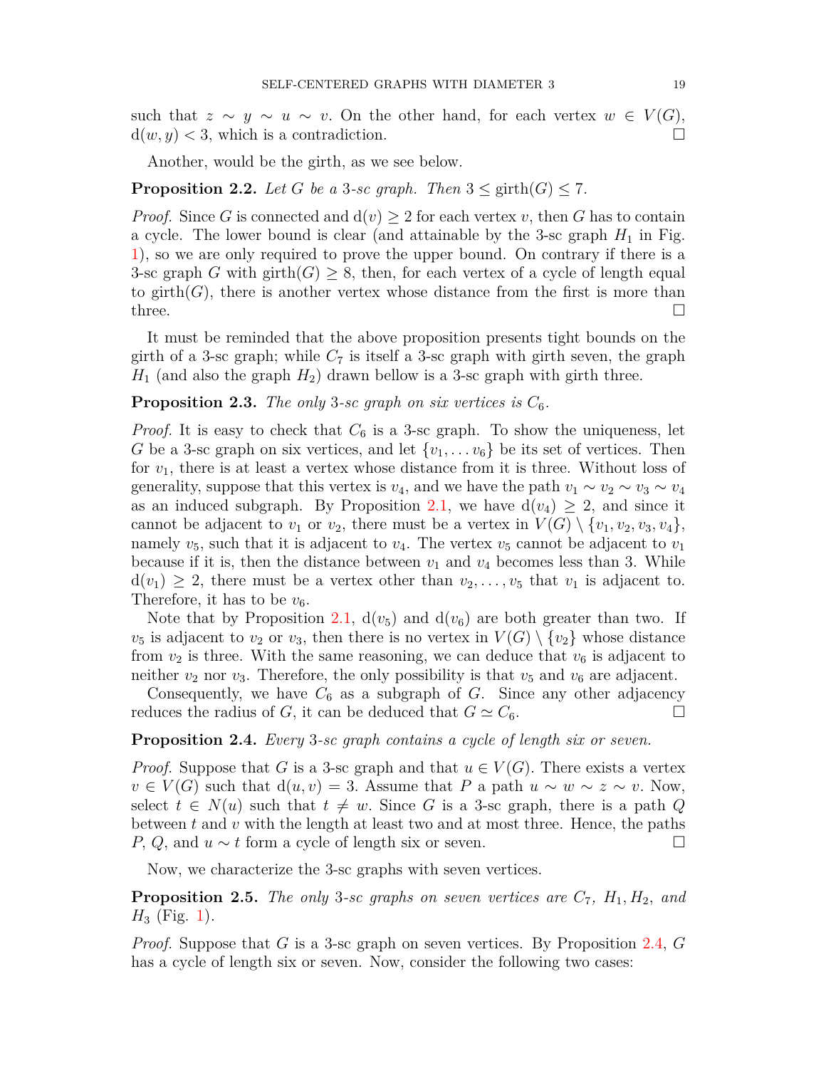such that $z \sim y \sim u \sim v$. On the other hand, for each vertex $w \in V(G)$, $\mathrm{d}(w, y) < 3$, which is a contradiction. □

Another, would be the girth, as we see below.

**Proposition 2.2.** *Let $G$ be a 3-sc graph. Then $3 \leq \mathrm{girth}(G) \leq 7$.*

*Proof.* Since $G$ is connected and $\mathrm{d}(v) \geq 2$ for each vertex $v$, then $G$ has to contain a cycle. The lower bound is clear (and attainable by the 3-sc graph $H_1$ in Fig. 1), so we are only required to prove the upper bound. On contrary if there is a 3-sc graph $G$ with $\mathrm{girth}(G) \geq 8$, then, for each vertex of a cycle of length equal to $\mathrm{girth}(G)$, there is another vertex whose distance from the first is more than three. □

It must be reminded that the above proposition presents tight bounds on the girth of a 3-sc graph; while $C_7$ is itself a 3-sc graph with girth seven, the graph $H_1$ (and also the graph $H_2$) drawn bellow is a 3-sc graph with girth three.

**Proposition 2.3.** *The only 3-sc graph on six vertices is $C_6$.*

*Proof.* It is easy to check that $C_6$ is a 3-sc graph. To show the uniqueness, let $G$ be a 3-sc graph on six vertices, and let $\{v_1, \ldots v_6\}$ be its set of vertices. Then for $v_1$, there is at least a vertex whose distance from it is three. Without loss of generality, suppose that this vertex is $v_4$, and we have the path $v_1 \sim v_2 \sim v_3 \sim v_4$ as an induced subgraph. By Proposition 2.1, we have $\mathrm{d}(v_4) \geq 2$, and since it cannot be adjacent to $v_1$ or $v_2$, there must be a vertex in $V(G) \setminus \{v_1, v_2, v_3, v_4\}$, namely $v_5$, such that it is adjacent to $v_4$. The vertex $v_5$ cannot be adjacent to $v_1$ because if it is, then the distance between $v_1$ and $v_4$ becomes less than 3. While $\mathrm{d}(v_1) \geq 2$, there must be a vertex other than $v_2, \ldots, v_5$ that $v_1$ is adjacent to. Therefore, it has to be $v_6$.

Note that by Proposition 2.1, $\mathrm{d}(v_5)$ and $\mathrm{d}(v_6)$ are both greater than two. If $v_5$ is adjacent to $v_2$ or $v_3$, then there is no vertex in $V(G) \setminus \{v_2\}$ whose distance from $v_2$ is three. With the same reasoning, we can deduce that $v_6$ is adjacent to neither $v_2$ nor $v_3$. Therefore, the only possibility is that $v_5$ and $v_6$ are adjacent.

Consequently, we have $C_6$ as a subgraph of $G$. Since any other adjacency reduces the radius of $G$, it can be deduced that $G \simeq C_6$. □

**Proposition 2.4.** *Every 3-sc graph contains a cycle of length six or seven.*

*Proof.* Suppose that $G$ is a 3-sc graph and that $u \in V(G)$. There exists a vertex $v \in V(G)$ such that $\mathrm{d}(u, v) = 3$. Assume that $P$ a path $u \sim w \sim z \sim v$. Now, select $t \in N(u)$ such that $t \neq w$. Since $G$ is a 3-sc graph, there is a path $Q$ between $t$ and $v$ with the length at least two and at most three. Hence, the paths $P$, $Q$, and $u \sim t$ form a cycle of length six or seven. □

Now, we characterize the 3-sc graphs with seven vertices.

**Proposition 2.5.** *The only 3-sc graphs on seven vertices are $C_7$, $H_1, H_2$, and $H_3$ (Fig. 1).*

*Proof.* Suppose that $G$ is a 3-sc graph on seven vertices. By Proposition 2.4, $G$ has a cycle of length six or seven. Now, consider the following two cases: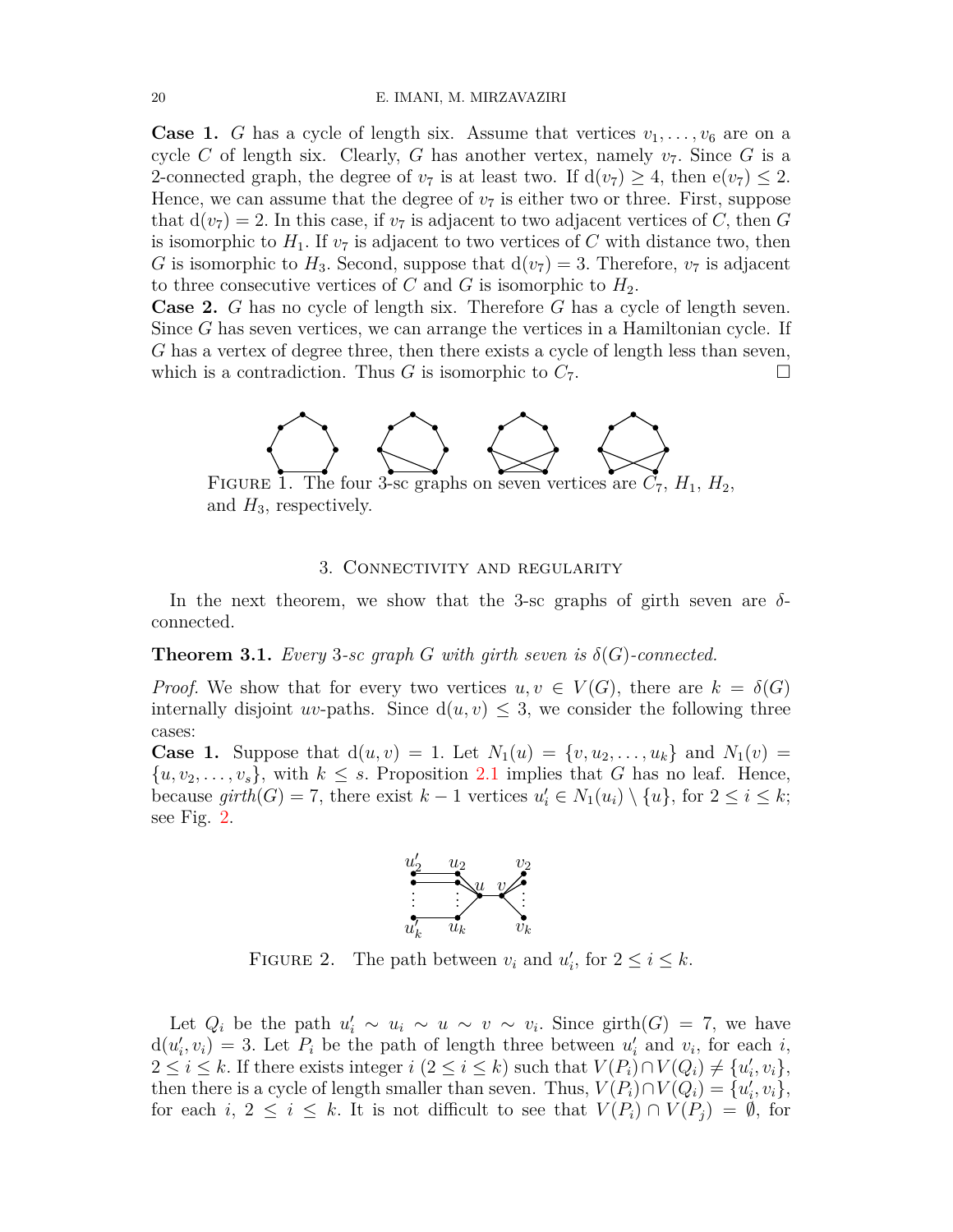**Case 1.** $G$ has a cycle of length six. Assume that vertices $v_1, \ldots, v_6$ are on a cycle $C$ of length six. Clearly, $G$ has another vertex, namely $v_7$. Since $G$ is a 2-connected graph, the degree of $v_7$ is at least two. If $\mathrm{d}(v_7) \geq 4$, then $\mathrm{e}(v_7) \leq 2$. Hence, we can assume that the degree of $v_7$ is either two or three. First, suppose that $\mathrm{d}(v_7) = 2$. In this case, if $v_7$ is adjacent to two adjacent vertices of $C$, then $G$ is isomorphic to $H_1$. If $v_7$ is adjacent to two vertices of $C$ with distance two, then $G$ is isomorphic to $H_3$. Second, suppose that $\mathrm{d}(v_7) = 3$. Therefore, $v_7$ is adjacent to three consecutive vertices of $C$ and $G$ is isomorphic to $H_2$.

**Case 2.** $G$ has no cycle of length six. Therefore $G$ has a cycle of length seven. Since $G$ has seven vertices, we can arrange the vertices in a Hamiltonian cycle. If $G$ has a vertex of degree three, then there exists a cycle of length less than seven, which is a contradiction. Thus $G$ is isomorphic to $C_7$. □

FIGURE 1. The four 3-sc graphs on seven vertices are $C_7$, $H_1$, $H_2$, and $H_3$, respectively.

## 3. Connectivity and regularity

In the next theorem, we show that the 3-sc graphs of girth seven are $\delta$-connected.

**Theorem 3.1.** *Every 3-sc graph $G$ with girth seven is $\delta(G)$-connected.*

*Proof.* We show that for every two vertices $u, v \in V(G)$, there are $k = \delta(G)$ internally disjoint $uv$-paths. Since $\mathrm{d}(u, v) \leq 3$, we consider the following three cases:

**Case 1.** Suppose that $\mathrm{d}(u, v) = 1$. Let $N_1(u) = \{v, u_2, \ldots, u_k\}$ and $N_1(v) = \{u, v_2, \ldots, v_s\}$, with $k \leq s$. Proposition 2.1 implies that $G$ has no leaf. Hence, because $girth(G) = 7$, there exist $k-1$ vertices $u_i' \in N_1(u_i) \setminus \{u\}$, for $2 \leq i \leq k$; see Fig. 2.

FIGURE 2. The path between $v_i$ and $u_i'$, for $2 \leq i \leq k$.

Let $Q_i$ be the path $u_i' \sim u_i \sim u \sim v \sim v_i$. Since $\mathrm{girth}(G) = 7$, we have $\mathrm{d}(u_i', v_i) = 3$. Let $P_i$ be the path of length three between $u_i'$ and $v_i$, for each $i$, $2 \leq i \leq k$. If there exists integer $i$ $(2 \leq i \leq k)$ such that $V(P_i) \cap V(Q_i) \neq \{u_i', v_i\}$, then there is a cycle of length smaller than seven. Thus, $V(P_i) \cap V(Q_i) = \{u_i', v_i\}$, for each $i$, $2 \leq i \leq k$. It is not difficult to see that $V(P_i) \cap V(P_j) = \emptyset$, for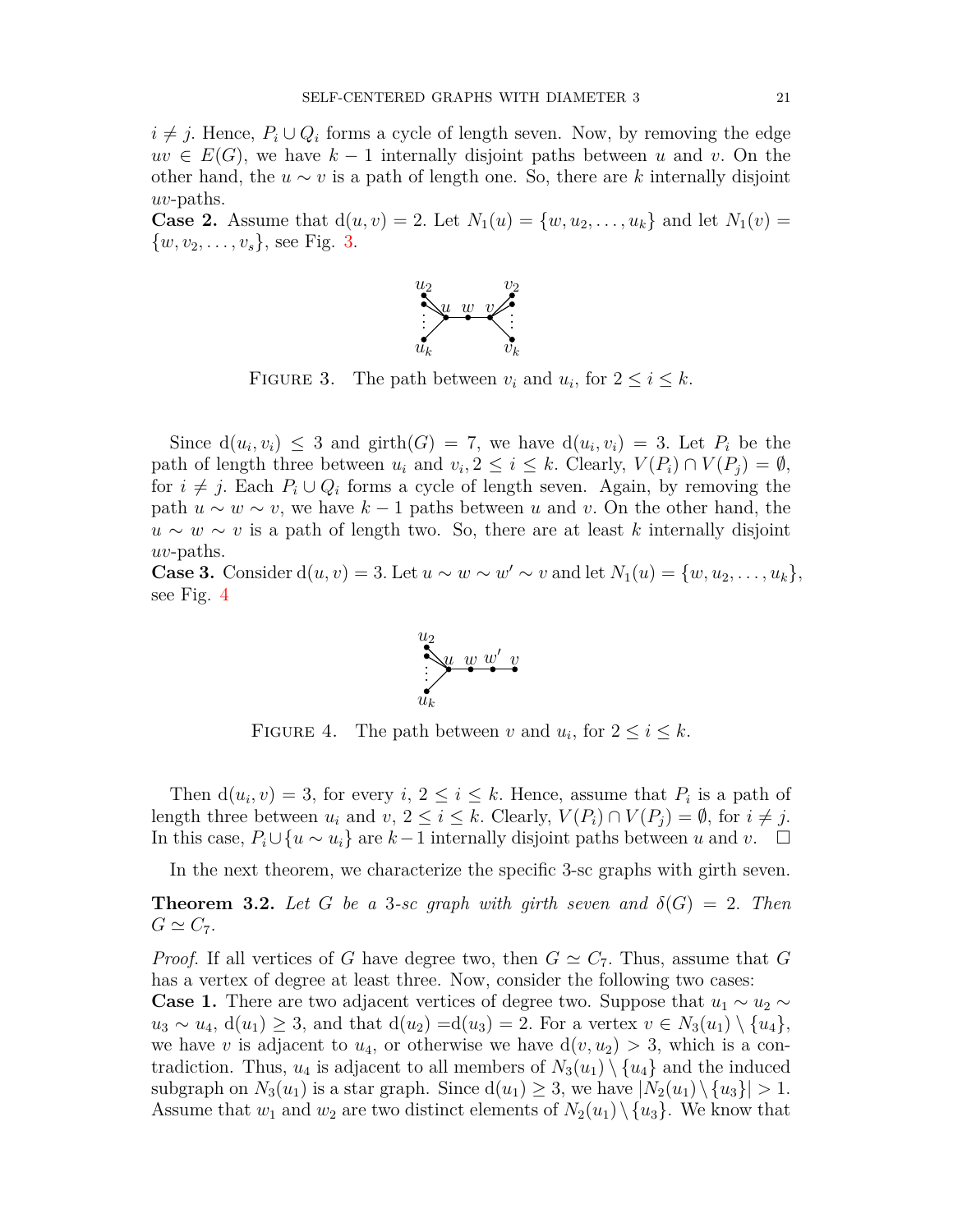$i \neq j$. Hence, $P_i \cup Q_i$ forms a cycle of length seven. Now, by removing the edge $uv \in E(G)$, we have $k-1$ internally disjoint paths between $u$ and $v$. On the other hand, the $u \sim v$ is a path of length one. So, there are $k$ internally disjoint $uv$-paths.

**Case 2.** Assume that $\mathrm{d}(u,v) = 2$. Let $N_1(u) = \{w, u_2, \ldots, u_k\}$ and let $N_1(v) = \{w, v_2, \ldots, v_s\}$, see Fig. 3.

FIGURE 3. The path between $v_i$ and $u_i$, for $2 \leq i \leq k$.

Since $\mathrm{d}(u_i, v_i) \leq 3$ and $\mathrm{girth}(G) = 7$, we have $\mathrm{d}(u_i, v_i) = 3$. Let $P_i$ be the path of length three between $u_i$ and $v_i, 2 \leq i \leq k$. Clearly, $V(P_i) \cap V(P_j) = \emptyset$, for $i \neq j$. Each $P_i \cup Q_i$ forms a cycle of length seven. Again, by removing the path $u \sim w \sim v$, we have $k-1$ paths between $u$ and $v$. On the other hand, the $u \sim w \sim v$ is a path of length two. So, there are at least $k$ internally disjoint $uv$-paths.

**Case 3.** Consider $\mathrm{d}(u,v) = 3$. Let $u \sim w \sim w' \sim v$ and let $N_1(u) = \{w, u_2, \ldots, u_k\}$, see Fig. 4

FIGURE 4. The path between $v$ and $u_i$, for $2 \leq i \leq k$.

Then $\mathrm{d}(u_i, v) = 3$, for every $i$, $2 \leq i \leq k$. Hence, assume that $P_i$ is a path of length three between $u_i$ and $v$, $2 \leq i \leq k$. Clearly, $V(P_i) \cap V(P_j) = \emptyset$, for $i \neq j$. In this case, $P_i \cup \{u \sim u_i\}$ are $k-1$ internally disjoint paths between $u$ and $v$. $\square$

In the next theorem, we characterize the specific 3-sc graphs with girth seven.

**Theorem 3.2.** *Let $G$ be a 3-sc graph with girth seven and $\delta(G) = 2$. Then $G \simeq C_7$.*

*Proof.* If all vertices of $G$ have degree two, then $G \simeq C_7$. Thus, assume that $G$ has a vertex of degree at least three. Now, consider the following two cases:

**Case 1.** There are two adjacent vertices of degree two. Suppose that $u_1 \sim u_2 \sim u_3 \sim u_4$, $\mathrm{d}(u_1) \geq 3$, and that $\mathrm{d}(u_2) = \mathrm{d}(u_3) = 2$. For a vertex $v \in N_3(u_1) \setminus \{u_4\}$, we have $v$ is adjacent to $u_4$, or otherwise we have $\mathrm{d}(v, u_2) > 3$, which is a contradiction. Thus, $u_4$ is adjacent to all members of $N_3(u_1) \setminus \{u_4\}$ and the induced subgraph on $N_3(u_1)$ is a star graph. Since $\mathrm{d}(u_1) \geq 3$, we have $|N_2(u_1) \setminus \{u_3\}| > 1$. Assume that $w_1$ and $w_2$ are two distinct elements of $N_2(u_1) \setminus \{u_3\}$. We know that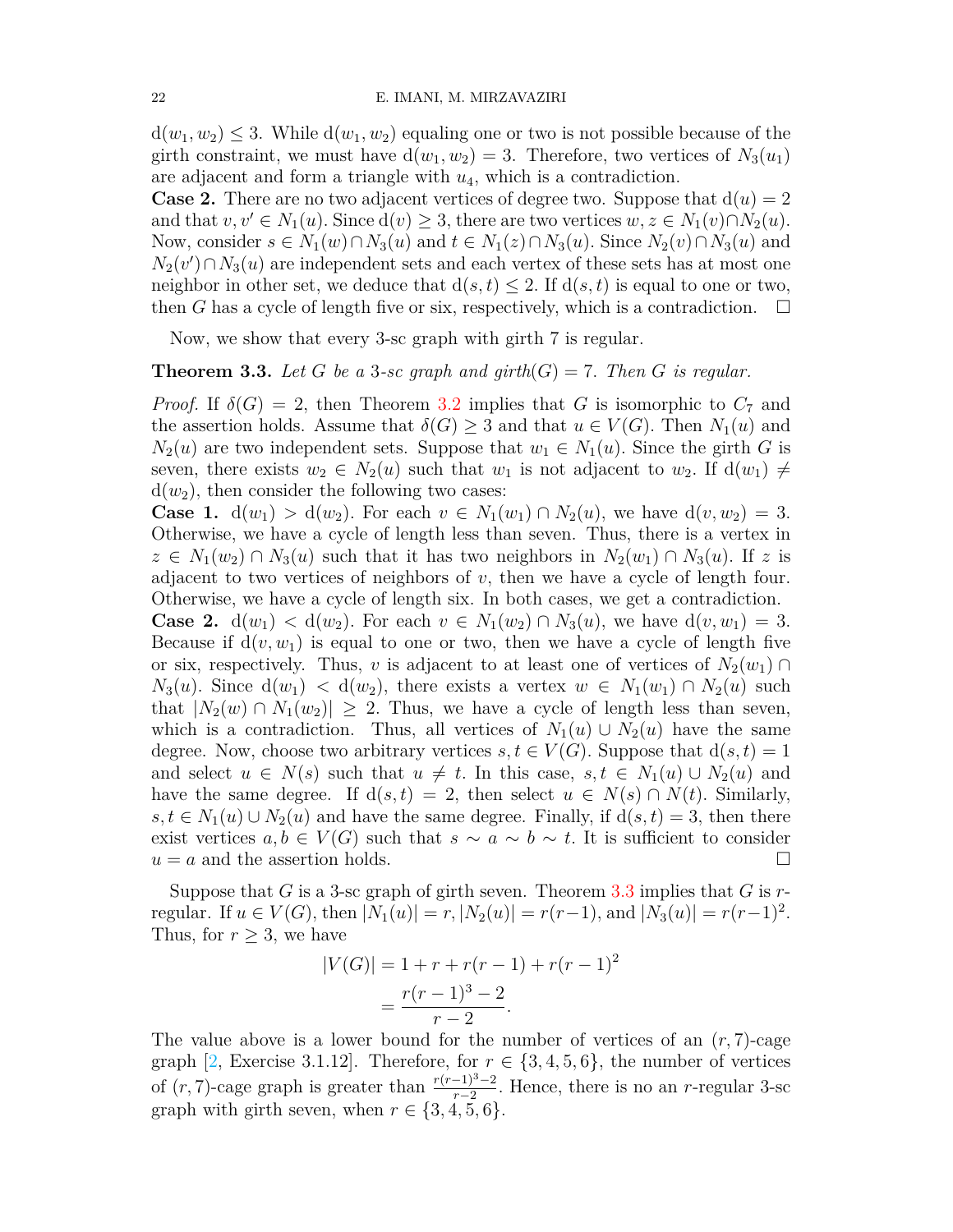$\mathrm{d}(w_1, w_2) \leq 3$. While $\mathrm{d}(w_1, w_2)$ equaling one or two is not possible because of the girth constraint, we must have $\mathrm{d}(w_1, w_2) = 3$. Therefore, two vertices of $N_3(u_1)$ are adjacent and form a triangle with $u_4$, which is a contradiction.

**Case 2.** There are no two adjacent vertices of degree two. Suppose that $\mathrm{d}(u) = 2$ and that $v, v' \in N_1(u)$. Since $\mathrm{d}(v) \geq 3$, there are two vertices $w, z \in N_1(v) \cap N_2(u)$. Now, consider $s \in N_1(w) \cap N_3(u)$ and $t \in N_1(z) \cap N_3(u)$. Since $N_2(v) \cap N_3(u)$ and $N_2(v') \cap N_3(u)$ are independent sets and each vertex of these sets has at most one neighbor in other set, we deduce that $\mathrm{d}(s, t) \leq 2$. If $\mathrm{d}(s, t)$ is equal to one or two, then $G$ has a cycle of length five or six, respectively, which is a contradiction. $\square$

Now, we show that every 3-sc graph with girth 7 is regular.

**Theorem 3.3.** *Let $G$ be a 3-sc graph and $\mathrm{girth}(G) = 7$. Then $G$ is regular.*

*Proof.* If $\delta(G) = 2$, then Theorem 3.2 implies that $G$ is isomorphic to $C_7$ and the assertion holds. Assume that $\delta(G) \geq 3$ and that $u \in V(G)$. Then $N_1(u)$ and $N_2(u)$ are two independent sets. Suppose that $w_1 \in N_1(u)$. Since the girth $G$ is seven, there exists $w_2 \in N_2(u)$ such that $w_1$ is not adjacent to $w_2$. If $\mathrm{d}(w_1) \neq \mathrm{d}(w_2)$, then consider the following two cases:

**Case 1.** $\mathrm{d}(w_1) > \mathrm{d}(w_2)$. For each $v \in N_1(w_1) \cap N_2(u)$, we have $\mathrm{d}(v, w_2) = 3$. Otherwise, we have a cycle of length less than seven. Thus, there is a vertex in $z \in N_1(w_2) \cap N_3(u)$ such that it has two neighbors in $N_2(w_1) \cap N_3(u)$. If $z$ is adjacent to two vertices of neighbors of $v$, then we have a cycle of length four. Otherwise, we have a cycle of length six. In both cases, we get a contradiction.

**Case 2.** $\mathrm{d}(w_1) < \mathrm{d}(w_2)$. For each $v \in N_1(w_2) \cap N_3(u)$, we have $\mathrm{d}(v, w_1) = 3$. Because if $\mathrm{d}(v, w_1)$ is equal to one or two, then we have a cycle of length five or six, respectively. Thus, $v$ is adjacent to at least one of vertices of $N_2(w_1) \cap N_3(u)$. Since $\mathrm{d}(w_1) < \mathrm{d}(w_2)$, there exists a vertex $w \in N_1(w_1) \cap N_2(u)$ such that $|N_2(w) \cap N_1(w_2)| \geq 2$. Thus, we have a cycle of length less than seven, which is a contradiction. Thus, all vertices of $N_1(u) \cup N_2(u)$ have the same degree. Now, choose two arbitrary vertices $s, t \in V(G)$. Suppose that $\mathrm{d}(s, t) = 1$ and select $u \in N(s)$ such that $u \neq t$. In this case, $s, t \in N_1(u) \cup N_2(u)$ and have the same degree. If $\mathrm{d}(s, t) = 2$, then select $u \in N(s) \cap N(t)$. Similarly, $s, t \in N_1(u) \cup N_2(u)$ and have the same degree. Finally, if $\mathrm{d}(s, t) = 3$, then there exist vertices $a, b \in V(G)$ such that $s \sim a \sim b \sim t$. It is sufficient to consider $u = a$ and the assertion holds. $\square$

Suppose that $G$ is a 3-sc graph of girth seven. Theorem 3.3 implies that $G$ is $r$-regular. If $u \in V(G)$, then $|N_1(u)| = r$, $|N_2(u)| = r(r-1)$, and $|N_3(u)| = r(r-1)^2$. Thus, for $r \geq 3$, we have

$$
\begin{aligned}
|V(G)| &= 1 + r + r(r-1) + r(r-1)^2 \\
&= \frac{r(r-1)^3 - 2}{r-2}.
\end{aligned}
$$

The value above is a lower bound for the number of vertices of an $(r, 7)$-cage graph [2, Exercise 3.1.12]. Therefore, for $r \in \{3, 4, 5, 6\}$, the number of vertices of $(r, 7)$-cage graph is greater than $\frac{r(r-1)^3-2}{r-2}$. Hence, there is no an $r$-regular 3-sc graph with girth seven, when $r \in \{3, 4, 5, 6\}$.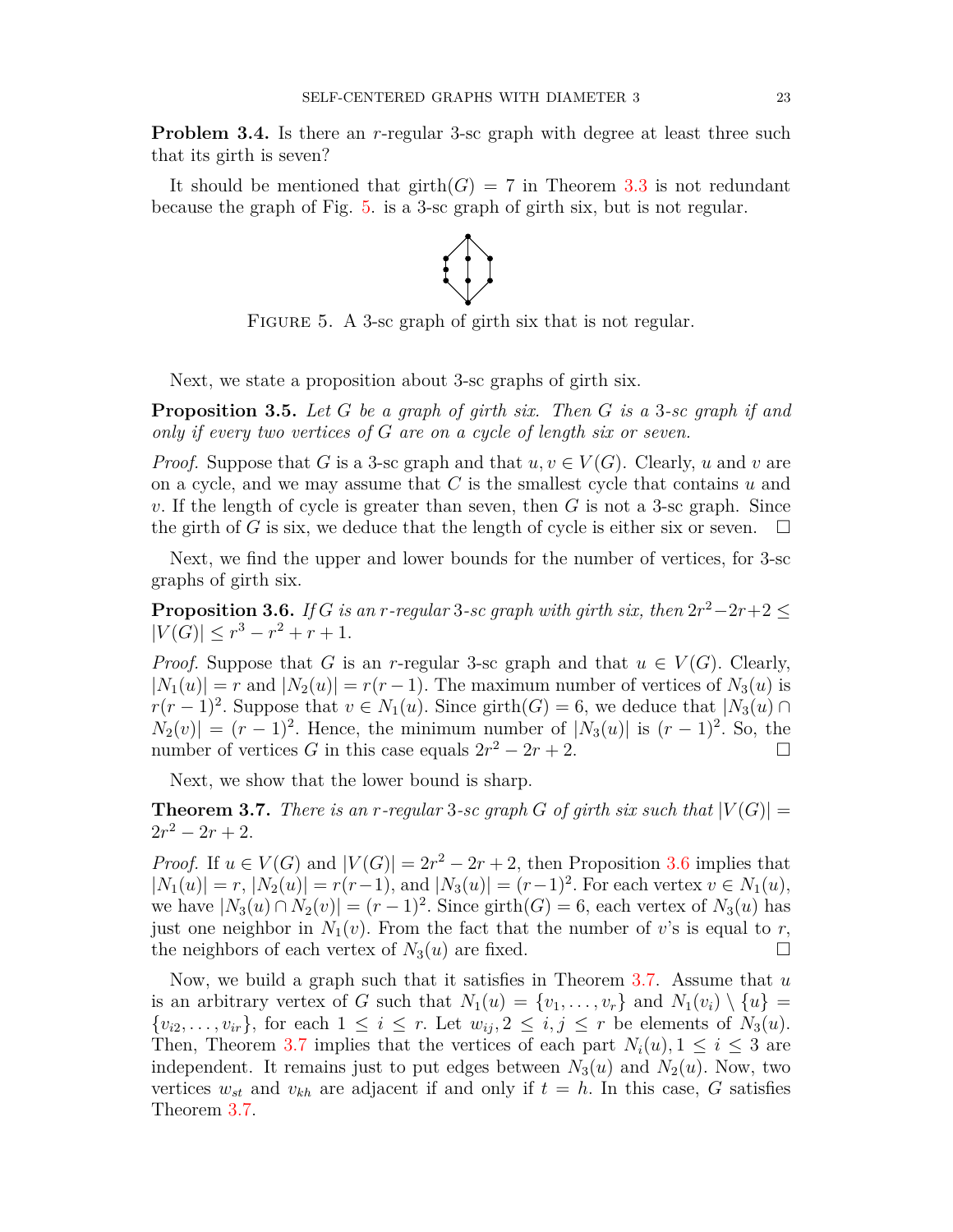**Problem 3.4.** Is there an $r$-regular 3-sc graph with degree at least three such that its girth is seven?

It should be mentioned that girth$(G) = 7$ in Theorem 3.3 is not redundant because the graph of Fig. 5. is a 3-sc graph of girth six, but is not regular.

Figure 5. A 3-sc graph of girth six that is not regular.

Next, we state a proposition about 3-sc graphs of girth six.

**Proposition 3.5.** *Let $G$ be a graph of girth six. Then $G$ is a 3-sc graph if and only if every two vertices of $G$ are on a cycle of length six or seven.*

*Proof.* Suppose that $G$ is a 3-sc graph and that $u, v \in V(G)$. Clearly, $u$ and $v$ are on a cycle, and we may assume that $C$ is the smallest cycle that contains $u$ and $v$. If the length of cycle is greater than seven, then $G$ is not a 3-sc graph. Since the girth of $G$ is six, we deduce that the length of cycle is either six or seven. $\square$

Next, we find the upper and lower bounds for the number of vertices, for 3-sc graphs of girth six.

**Proposition 3.6.** *If $G$ is an $r$-regular 3-sc graph with girth six, then $2r^2-2r+2 \leq |V(G)| \leq r^3 - r^2 + r + 1$.*

*Proof.* Suppose that $G$ is an $r$-regular 3-sc graph and that $u \in V(G)$. Clearly, $|N_1(u)| = r$ and $|N_2(u)| = r(r-1)$. The maximum number of vertices of $N_3(u)$ is $r(r-1)^2$. Suppose that $v \in N_1(u)$. Since girth$(G) = 6$, we deduce that $|N_3(u) \cap N_2(v)| = (r-1)^2$. Hence, the minimum number of $|N_3(u)|$ is $(r-1)^2$. So, the number of vertices $G$ in this case equals $2r^2 - 2r + 2$. $\square$

Next, we show that the lower bound is sharp.

**Theorem 3.7.** *There is an $r$-regular 3-sc graph $G$ of girth six such that $|V(G)| = 2r^2 - 2r + 2$.*

*Proof.* If $u \in V(G)$ and $|V(G)| = 2r^2 - 2r + 2$, then Proposition 3.6 implies that $|N_1(u)| = r$, $|N_2(u)| = r(r-1)$, and $|N_3(u)| = (r-1)^2$. For each vertex $v \in N_1(u)$, we have $|N_3(u) \cap N_2(v)| = (r-1)^2$. Since girth$(G) = 6$, each vertex of $N_3(u)$ has just one neighbor in $N_1(v)$. From the fact that the number of $v$'s is equal to $r$, the neighbors of each vertex of $N_3(u)$ are fixed. $\square$

Now, we build a graph such that it satisfies in Theorem 3.7. Assume that $u$ is an arbitrary vertex of $G$ such that $N_1(u) = \{v_1, \ldots, v_r\}$ and $N_1(v_i) \setminus \{u\} = \{v_{i2}, \ldots, v_{ir}\}$, for each $1 \leq i \leq r$. Let $w_{ij}, 2 \leq i, j \leq r$ be elements of $N_3(u)$. Then, Theorem 3.7 implies that the vertices of each part $N_i(u), 1 \leq i \leq 3$ are independent. It remains just to put edges between $N_3(u)$ and $N_2(u)$. Now, two vertices $w_{st}$ and $v_{kh}$ are adjacent if and only if $t = h$. In this case, $G$ satisfies Theorem 3.7.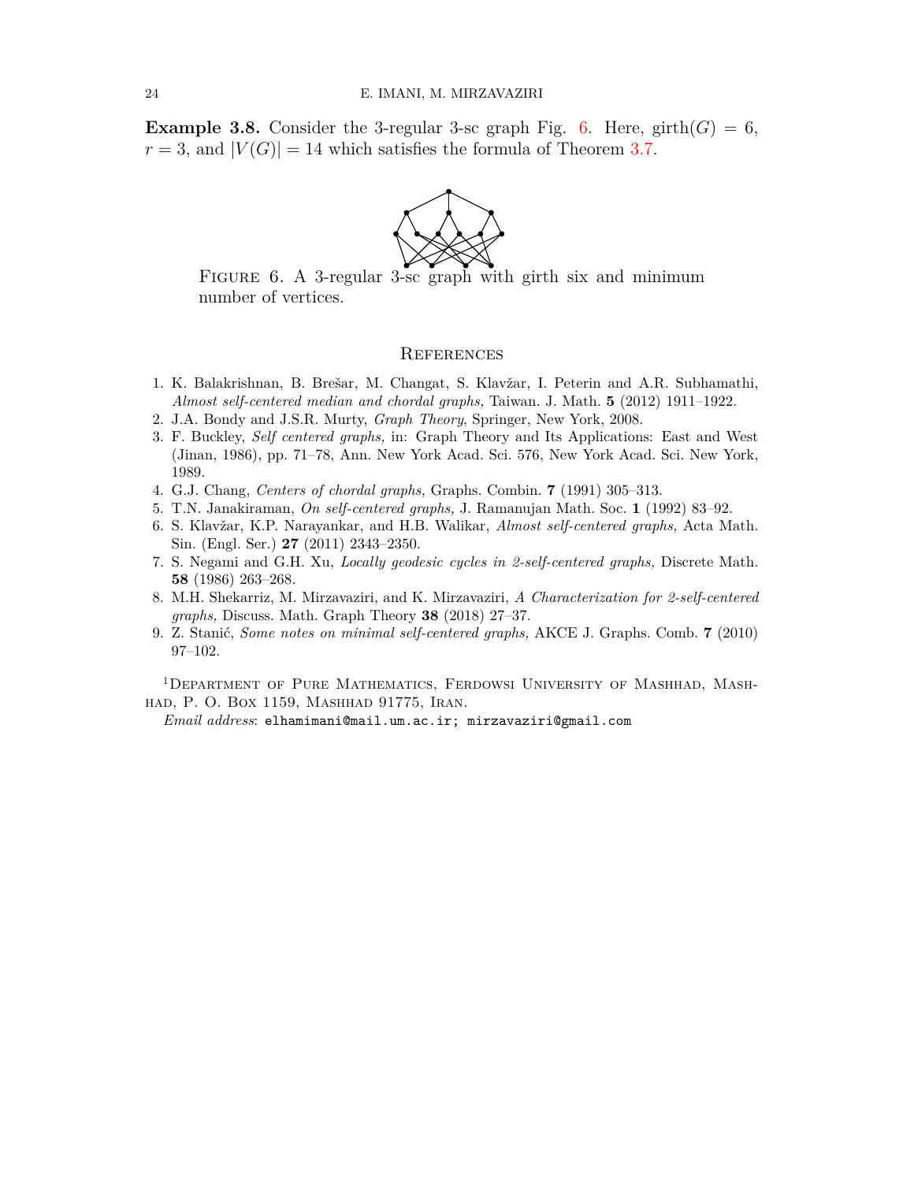**Example 3.8.** Consider the 3-regular 3-sc graph Fig. 6. Here, $\text{girth}(G) = 6$, $r = 3$, and $|V(G)| = 14$ which satisfies the formula of Theorem 3.7.

FIGURE 6. A 3-regular 3-sc graph with girth six and minimum number of vertices.

## REFERENCES

1. K. Balakrishnan, B. Brešar, M. Changat, S. Klavžar, I. Peterin and A.R. Subhamathi, *Almost self-centered median and chordal graphs,* Taiwan. J. Math. **5** (2012) 1911–1922.
2. J.A. Bondy and J.S.R. Murty, *Graph Theory*, Springer, New York, 2008.
3. F. Buckley, *Self centered graphs,* in: Graph Theory and Its Applications: East and West (Jinan, 1986), pp. 71–78, Ann. New York Acad. Sci. 576, New York Acad. Sci. New York, 1989.
4. G.J. Chang, *Centers of chordal graphs,* Graphs. Combin. **7** (1991) 305–313.
5. T.N. Janakiraman, *On self-centered graphs,* J. Ramanujan Math. Soc. **1** (1992) 83–92.
6. S. Klavžar, K.P. Narayankar, and H.B. Walikar, *Almost self-centered graphs,* Acta Math. Sin. (Engl. Ser.) **27** (2011) 2343–2350.
7. S. Negami and G.H. Xu, *Locally geodesic cycles in 2-self-centered graphs,* Discrete Math. **58** (1986) 263–268.
8. M.H. Shekarriz, M. Mirzavaziri, and K. Mirzavaziri, *A Characterization for 2-self-centered graphs,* Discuss. Math. Graph Theory **38** (2018) 27–37.
9. Z. Stanić, *Some notes on minimal self-centered graphs,* AKCE J. Graphs. Comb. **7** (2010) 97–102.

[1]Department of Pure Mathematics, Ferdowsi University of Mashhad, Mashhad, P. O. Box 1159, Mashhad 91775, Iran.

*Email address*: elhamimani@mail.um.ac.ir; mirzavaziri@gmail.com